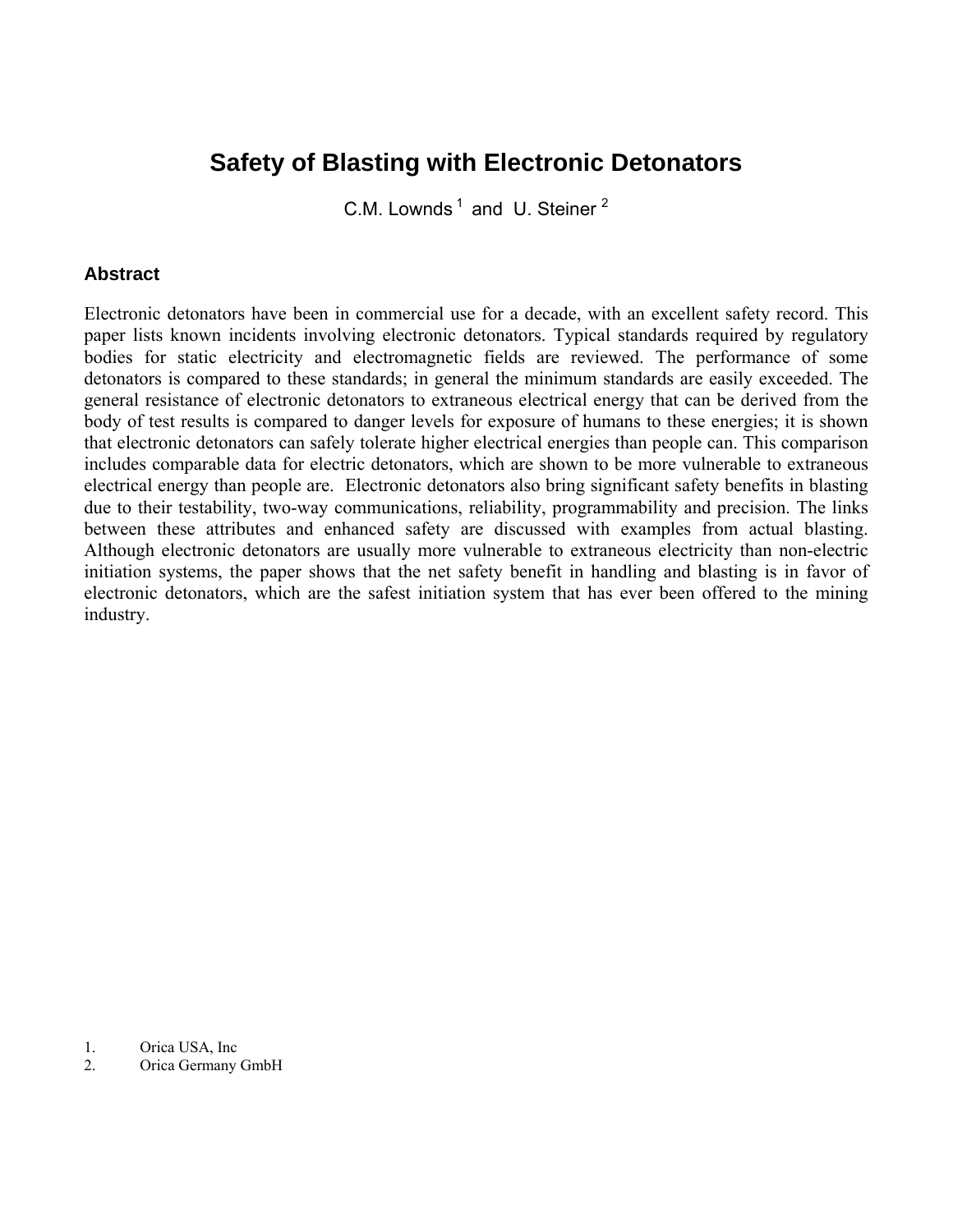# Safety of Blasting with Electronic Detonators

C.M. Lownds [1] and U. Steiner [2]

## Abstract

Electronic detonators have been in commercial use for a decade, with an excellent safety record. This paper lists known incidents involving electronic detonators. Typical standards required by regulatory bodies for static electricity and electromagnetic fields are reviewed. The performance of some detonators is compared to these standards; in general the minimum standards are easily exceeded. The general resistance of electronic detonators to extraneous electrical energy that can be derived from the body of test results is compared to danger levels for exposure of humans to these energies; it is shown that electronic detonators can safely tolerate higher electrical energies than people can. This comparison includes comparable data for electric detonators, which are shown to be more vulnerable to extraneous electrical energy than people are. Electronic detonators also bring significant safety benefits in blasting due to their testability, two-way communications, reliability, programmability and precision. The links between these attributes and enhanced safety are discussed with examples from actual blasting. Although electronic detonators are usually more vulnerable to extraneous electricity than non-electric initiation systems, the paper shows that the net safety benefit in handling and blasting is in favor of electronic detonators, which are the safest initiation system that has ever been offered to the mining industry.

1. Orica USA, Inc
2. Orica Germany GmbH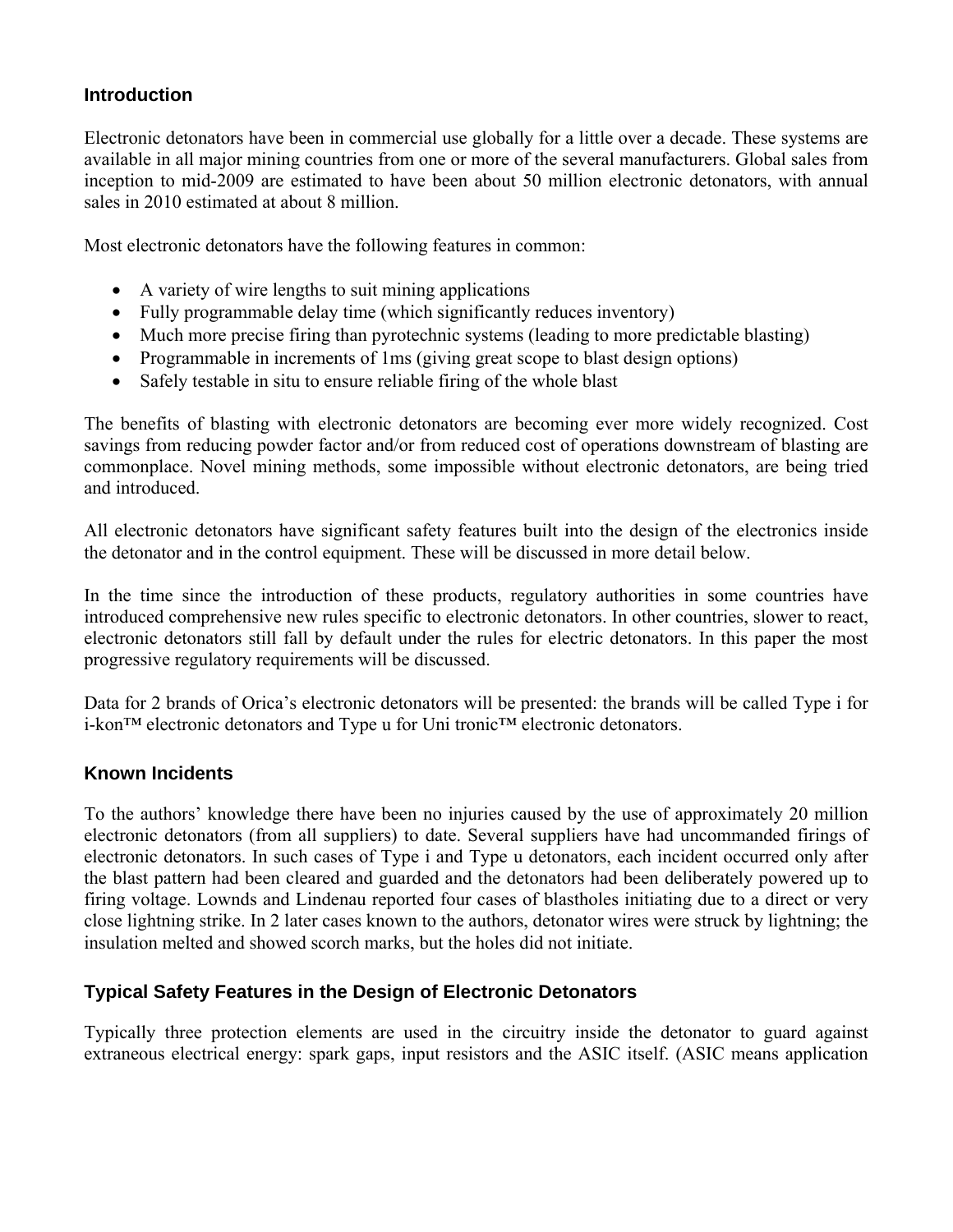## Introduction

Electronic detonators have been in commercial use globally for a little over a decade. These systems are available in all major mining countries from one or more of the several manufacturers. Global sales from inception to mid-2009 are estimated to have been about 50 million electronic detonators, with annual sales in 2010 estimated at about 8 million.

Most electronic detonators have the following features in common:

- A variety of wire lengths to suit mining applications
- Fully programmable delay time (which significantly reduces inventory)
- Much more precise firing than pyrotechnic systems (leading to more predictable blasting)
- Programmable in increments of 1ms (giving great scope to blast design options)
- Safely testable in situ to ensure reliable firing of the whole blast

The benefits of blasting with electronic detonators are becoming ever more widely recognized. Cost savings from reducing powder factor and/or from reduced cost of operations downstream of blasting are commonplace. Novel mining methods, some impossible without electronic detonators, are being tried and introduced.

All electronic detonators have significant safety features built into the design of the electronics inside the detonator and in the control equipment. These will be discussed in more detail below.

In the time since the introduction of these products, regulatory authorities in some countries have introduced comprehensive new rules specific to electronic detonators. In other countries, slower to react, electronic detonators still fall by default under the rules for electric detonators. In this paper the most progressive regulatory requirements will be discussed.

Data for 2 brands of Orica's electronic detonators will be presented: the brands will be called Type i for i-kon™ electronic detonators and Type u for Uni tronic™ electronic detonators.

## Known Incidents

To the authors' knowledge there have been no injuries caused by the use of approximately 20 million electronic detonators (from all suppliers) to date. Several suppliers have had uncommanded firings of electronic detonators. In such cases of Type i and Type u detonators, each incident occurred only after the blast pattern had been cleared and guarded and the detonators had been deliberately powered up to firing voltage. Lownds and Lindenau reported four cases of blastholes initiating due to a direct or very close lightning strike. In 2 later cases known to the authors, detonator wires were struck by lightning; the insulation melted and showed scorch marks, but the holes did not initiate.

## Typical Safety Features in the Design of Electronic Detonators

Typically three protection elements are used in the circuitry inside the detonator to guard against extraneous electrical energy: spark gaps, input resistors and the ASIC itself. (ASIC means application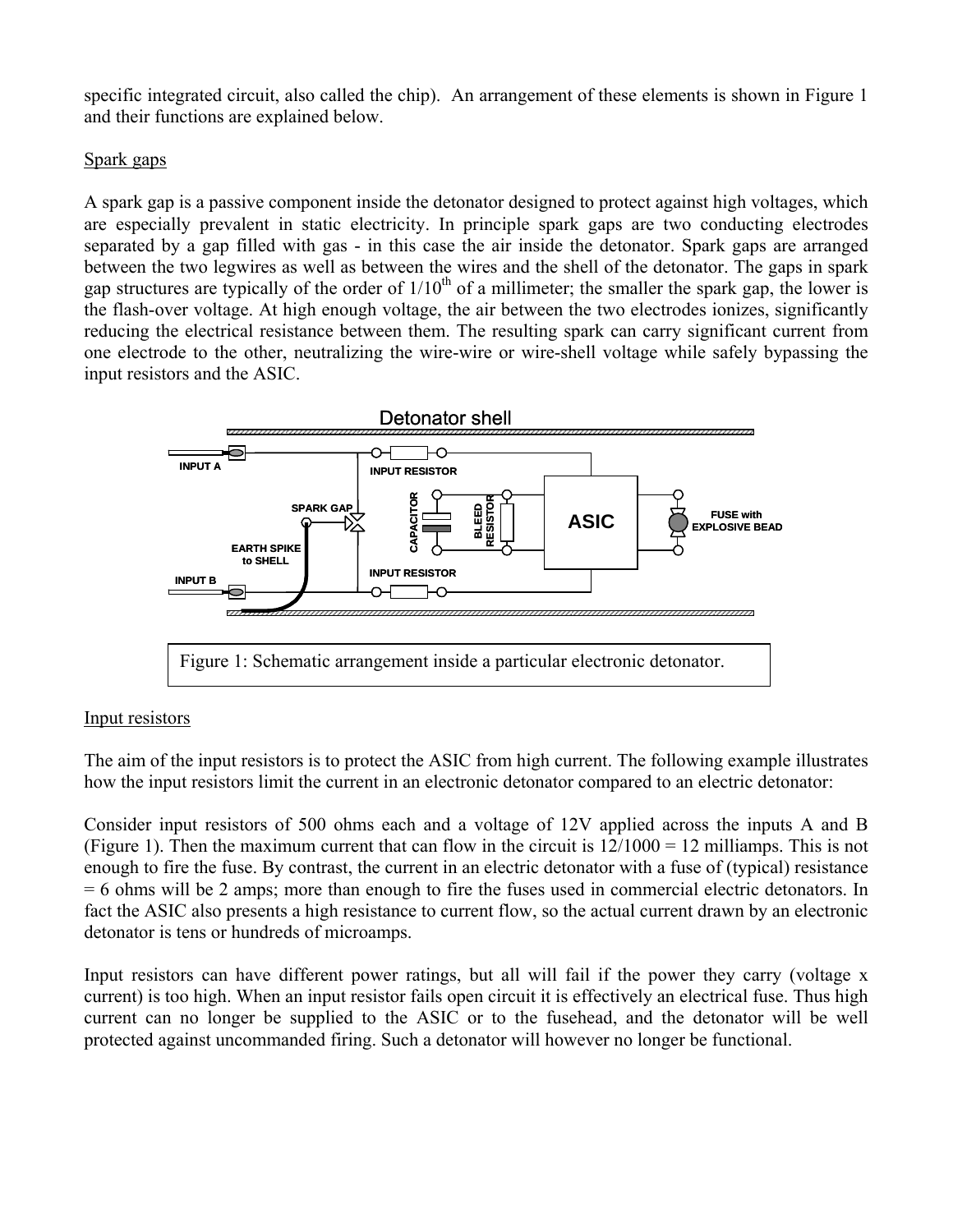specific integrated circuit, also called the chip). An arrangement of these elements is shown in Figure 1 and their functions are explained below.

Spark gaps

A spark gap is a passive component inside the detonator designed to protect against high voltages, which are especially prevalent in static electricity. In principle spark gaps are two conducting electrodes separated by a gap filled with gas - in this case the air inside the detonator. Spark gaps are arranged between the two legwires as well as between the wires and the shell of the detonator. The gaps in spark gap structures are typically of the order of $1/10^{th}$ of a millimeter; the smaller the spark gap, the lower is the flash-over voltage. At high enough voltage, the air between the two electrodes ionizes, significantly reducing the electrical resistance between them. The resulting spark can carry significant current from one electrode to the other, neutralizing the wire-wire or wire-shell voltage while safely bypassing the input resistors and the ASIC.

Figure 1: Schematic arrangement inside a particular electronic detonator.

Input resistors

The aim of the input resistors is to protect the ASIC from high current. The following example illustrates how the input resistors limit the current in an electronic detonator compared to an electric detonator:

Consider input resistors of 500 ohms each and a voltage of 12V applied across the inputs A and B (Figure 1). Then the maximum current that can flow in the circuit is 12/1000 = 12 milliamps. This is not enough to fire the fuse. By contrast, the current in an electric detonator with a fuse of (typical) resistance = 6 ohms will be 2 amps; more than enough to fire the fuses used in commercial electric detonators. In fact the ASIC also presents a high resistance to current flow, so the actual current drawn by an electronic detonator is tens or hundreds of microamps.

Input resistors can have different power ratings, but all will fail if the power they carry (voltage x current) is too high. When an input resistor fails open circuit it is effectively an electrical fuse. Thus high current can no longer be supplied to the ASIC or to the fusehead, and the detonator will be well protected against uncommanded firing. Such a detonator will however no longer be functional.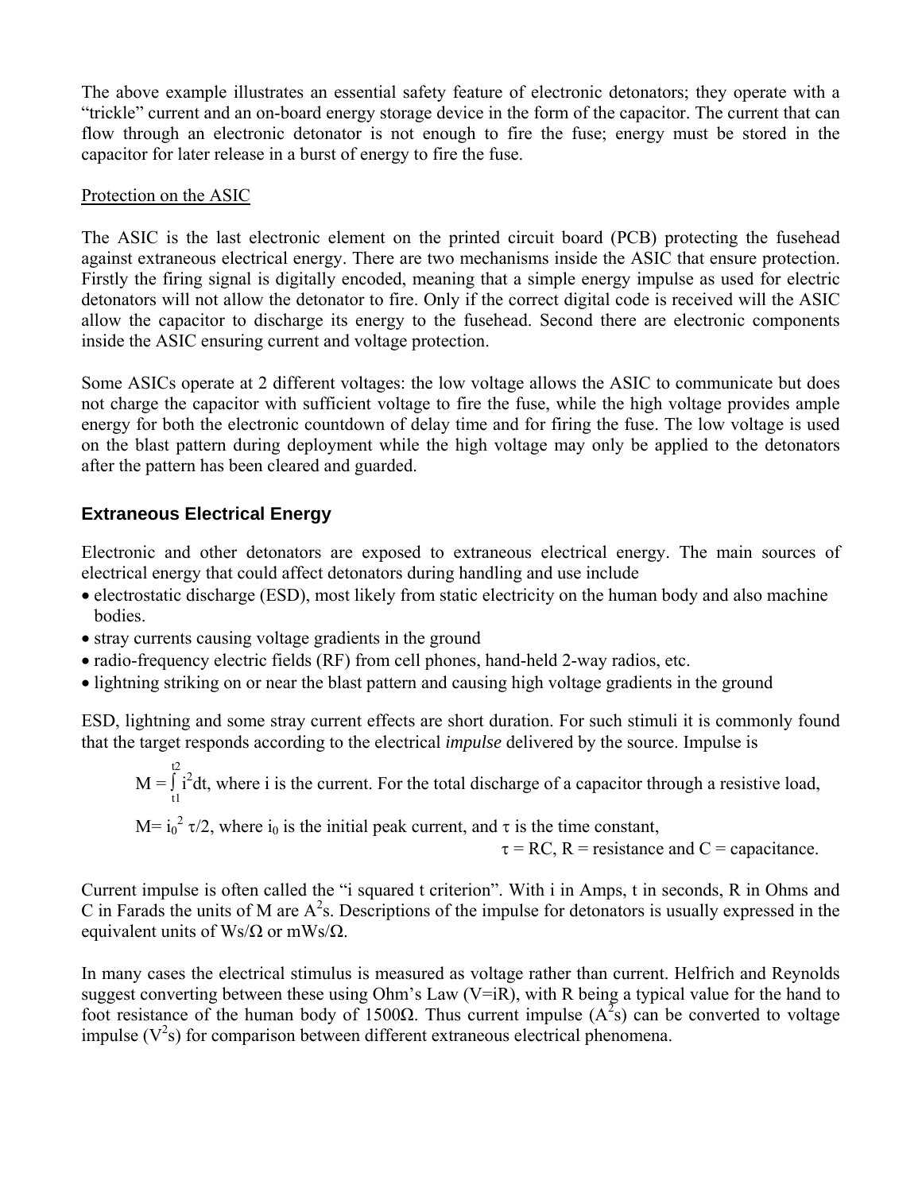The above example illustrates an essential safety feature of electronic detonators; they operate with a "trickle" current and an on-board energy storage device in the form of the capacitor. The current that can flow through an electronic detonator is not enough to fire the fuse; energy must be stored in the capacitor for later release in a burst of energy to fire the fuse.

Protection on the ASIC

The ASIC is the last electronic element on the printed circuit board (PCB) protecting the fusehead against extraneous electrical energy. There are two mechanisms inside the ASIC that ensure protection. Firstly the firing signal is digitally encoded, meaning that a simple energy impulse as used for electric detonators will not allow the detonator to fire. Only if the correct digital code is received will the ASIC allow the capacitor to discharge its energy to the fusehead. Second there are electronic components inside the ASIC ensuring current and voltage protection.

Some ASICs operate at 2 different voltages: the low voltage allows the ASIC to communicate but does not charge the capacitor with sufficient voltage to fire the fuse, while the high voltage provides ample energy for both the electronic countdown of delay time and for firing the fuse. The low voltage is used on the blast pattern during deployment while the high voltage may only be applied to the detonators after the pattern has been cleared and guarded.

## Extraneous Electrical Energy

Electronic and other detonators are exposed to extraneous electrical energy. The main sources of electrical energy that could affect detonators during handling and use include

- electrostatic discharge (ESD), most likely from static electricity on the human body and also machine bodies.
- stray currents causing voltage gradients in the ground
- radio-frequency electric fields (RF) from cell phones, hand-held 2-way radios, etc.
- lightning striking on or near the blast pattern and causing high voltage gradients in the ground

ESD, lightning and some stray current effects are short duration. For such stimuli it is commonly found that the target responds according to the electrical *impulse* delivered by the source. Impulse is

$M = \int_{t1}^{t2} i^2 dt$, where i is the current. For the total discharge of a capacitor through a resistive load,

$M = i_0^2 \tau/2$, where $i_0$ is the initial peak current, and $\tau$ is the time constant,

$\tau = RC$, R = resistance and C = capacitance.

Current impulse is often called the "i squared t criterion". With i in Amps, t in seconds, R in Ohms and C in Farads the units of M are $A^2s$. Descriptions of the impulse for detonators is usually expressed in the equivalent units of Ws/Ω or mWs/Ω.

In many cases the electrical stimulus is measured as voltage rather than current. Helfrich and Reynolds suggest converting between these using Ohm's Law (V=iR), with R being a typical value for the hand to foot resistance of the human body of 1500Ω. Thus current impulse ($A^2s$) can be converted to voltage impulse ($V^2s$) for comparison between different extraneous electrical phenomena.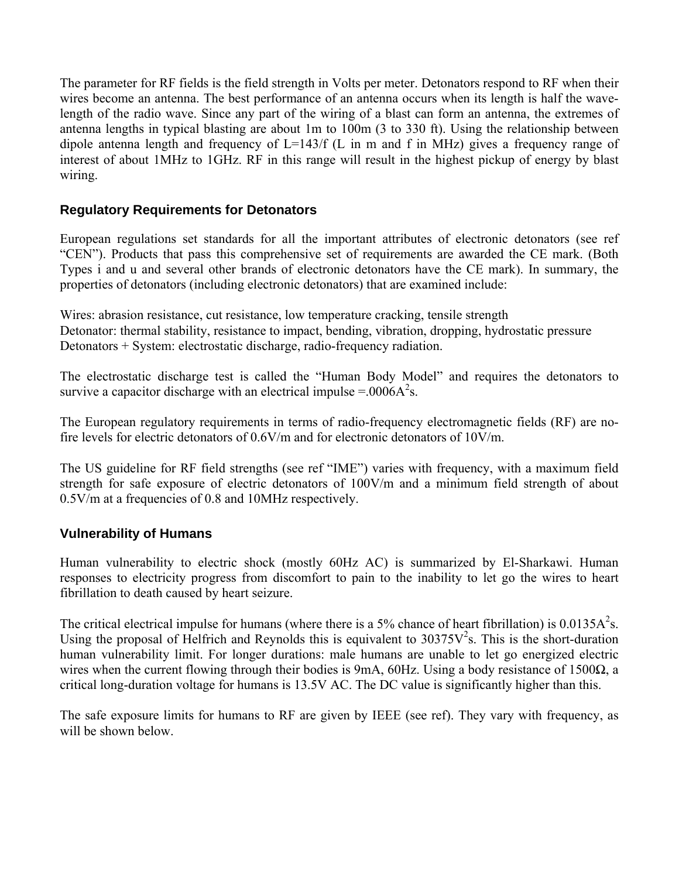The parameter for RF fields is the field strength in Volts per meter. Detonators respond to RF when their wires become an antenna. The best performance of an antenna occurs when its length is half the wave-length of the radio wave. Since any part of the wiring of a blast can form an antenna, the extremes of antenna lengths in typical blasting are about 1m to 100m (3 to 330 ft). Using the relationship between dipole antenna length and frequency of $L=143/f$ (L in m and f in MHz) gives a frequency range of interest of about 1MHz to 1GHz. RF in this range will result in the highest pickup of energy by blast wiring.

### Regulatory Requirements for Detonators

European regulations set standards for all the important attributes of electronic detonators (see ref "CEN"). Products that pass this comprehensive set of requirements are awarded the CE mark. (Both Types i and u and several other brands of electronic detonators have the CE mark). In summary, the properties of detonators (including electronic detonators) that are examined include:

Wires: abrasion resistance, cut resistance, low temperature cracking, tensile strength
Detonator: thermal stability, resistance to impact, bending, vibration, dropping, hydrostatic pressure
Detonators + System: electrostatic discharge, radio-frequency radiation.

The electrostatic discharge test is called the "Human Body Model" and requires the detonators to survive a capacitor discharge with an electrical impulse $=.0006A^2s$.

The European regulatory requirements in terms of radio-frequency electromagnetic fields (RF) are no-fire levels for electric detonators of 0.6V/m and for electronic detonators of 10V/m.

The US guideline for RF field strengths (see ref "IME") varies with frequency, with a maximum field strength for safe exposure of electric detonators of 100V/m and a minimum field strength of about 0.5V/m at a frequencies of 0.8 and 10MHz respectively.

### Vulnerability of Humans

Human vulnerability to electric shock (mostly 60Hz AC) is summarized by El-Sharkawi. Human responses to electricity progress from discomfort to pain to the inability to let go the wires to heart fibrillation to death caused by heart seizure.

The critical electrical impulse for humans (where there is a 5% chance of heart fibrillation) is $0.0135A^2s$. Using the proposal of Helfrich and Reynolds this is equivalent to $30375V^2s$. This is the short-duration human vulnerability limit. For longer durations: male humans are unable to let go energized electric wires when the current flowing through their bodies is 9mA, 60Hz. Using a body resistance of 1500**Ω**, a critical long-duration voltage for humans is 13.5V AC. The DC value is significantly higher than this.

The safe exposure limits for humans to RF are given by IEEE (see ref). They vary with frequency, as will be shown below.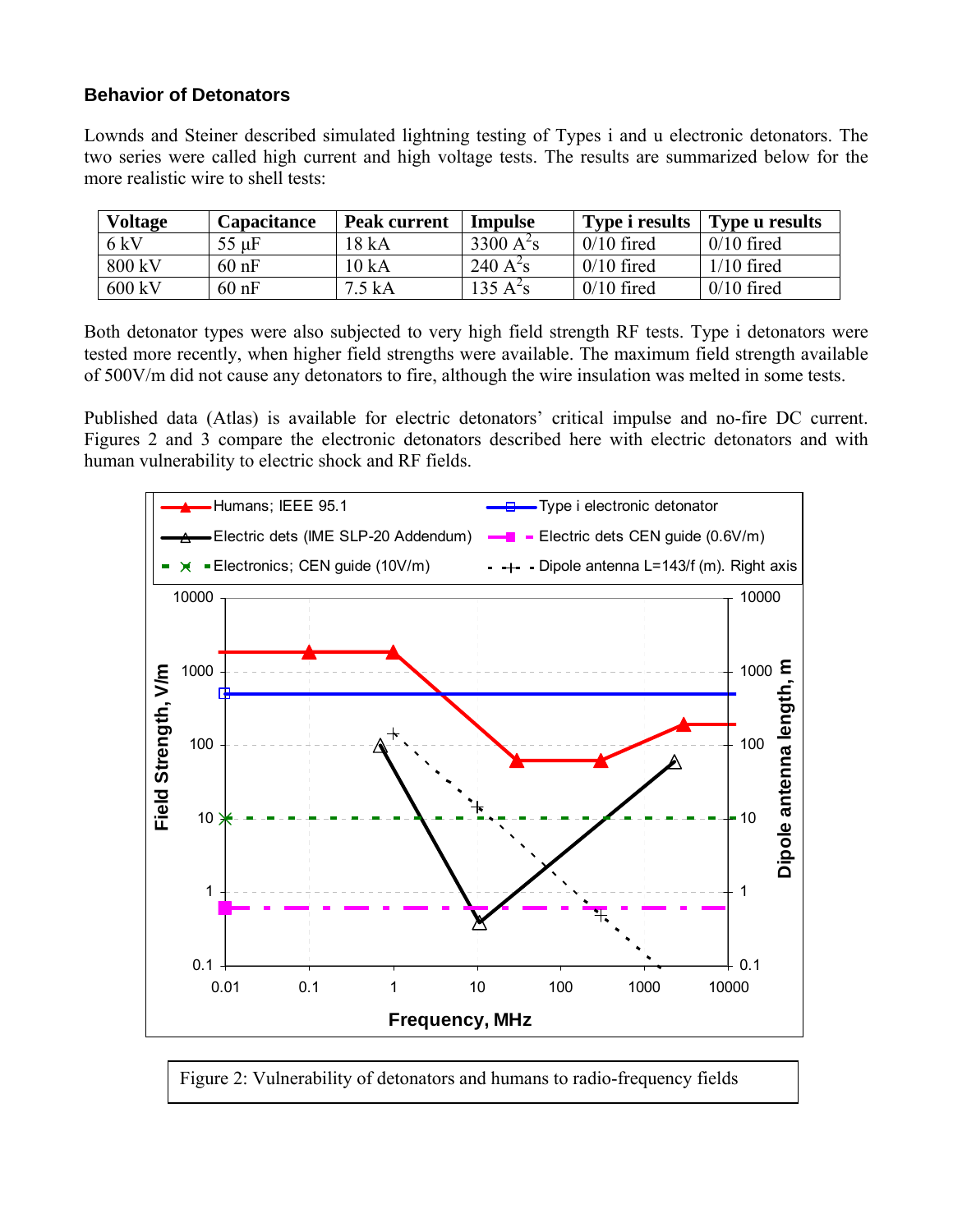### Behavior of Detonators

Lownds and Steiner described simulated lightning testing of Types i and u electronic detonators. The two series were called high current and high voltage tests. The results are summarized below for the more realistic wire to shell tests:

| Voltage | Capacitance | Peak current | Impulse | Type i results | Type u results |
|---|---|---|---|---|---|
| 6 kV | 55 µF | 18 kA | 3300 $A^2s$ | 0/10 fired | 0/10 fired |
| 800 kV | 60 nF | 10 kA | 240 $A^2s$ | 0/10 fired | 1/10 fired |
| 600 kV | 60 nF | 7.5 kA | 135 $A^2s$ | 0/10 fired | 0/10 fired |

Both detonator types were also subjected to very high field strength RF tests. Type i detonators were tested more recently, when higher field strengths were available. The maximum field strength available of 500V/m did not cause any detonators to fire, although the wire insulation was melted in some tests.

Published data (Atlas) is available for electric detonators' critical impulse and no-fire DC current. Figures 2 and 3 compare the electronic detonators described here with electric detonators and with human vulnerability to electric shock and RF fields.

Humans; IEEE 95.1
Type i electronic detonator
Electric dets (IME SLP-20 Addendum)
Electric dets CEN guide (0.6V/m)
Electronics; CEN guide (10V/m)
Dipole antenna L=143/f (m). Right axis

Field Strength, V/m
10000
1000
100
10
1
0.1

Dipole antenna length, m
10000
1000
100
10
1
0.1

0.01
0.1
1
10
100
1000
10000
Frequency, MHz

Figure 2: Vulnerability of detonators and humans to radio-frequency fields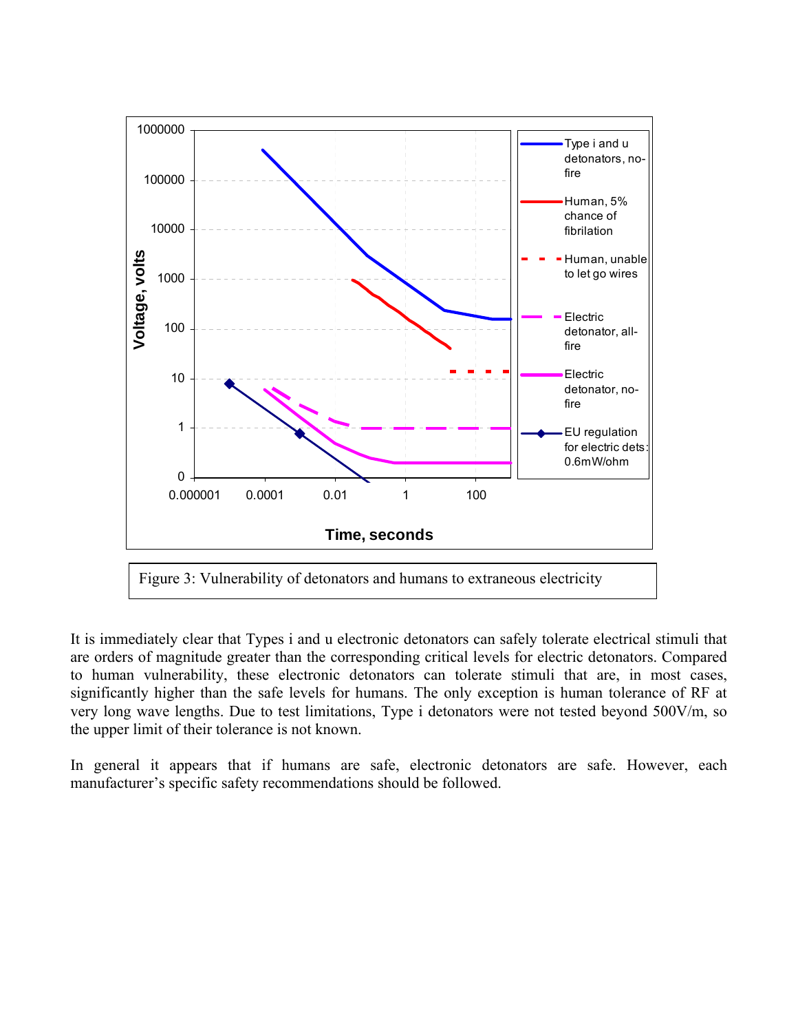Voltage, volts

1000000
100000
10000
1000
100
10
1
0

0.000001
0.0001
0.01
1
100

Time, seconds

Type i and u detonators, no-fire

Human, 5% chance of fibrilation

Human, unable to let go wires

Electric detonator, all-fire

Electric detonator, no-fire

EU regulation for electric dets: 0.6mW/ohm

Figure 3: Vulnerability of detonators and humans to extraneous electricity

It is immediately clear that Types i and u electronic detonators can safely tolerate electrical stimuli that are orders of magnitude greater than the corresponding critical levels for electric detonators. Compared to human vulnerability, these electronic detonators can tolerate stimuli that are, in most cases, significantly higher than the safe levels for humans. The only exception is human tolerance of RF at very long wave lengths. Due to test limitations, Type i detonators were not tested beyond 500V/m, so the upper limit of their tolerance is not known.

In general it appears that if humans are safe, electronic detonators are safe. However, each manufacturer's specific safety recommendations should be followed.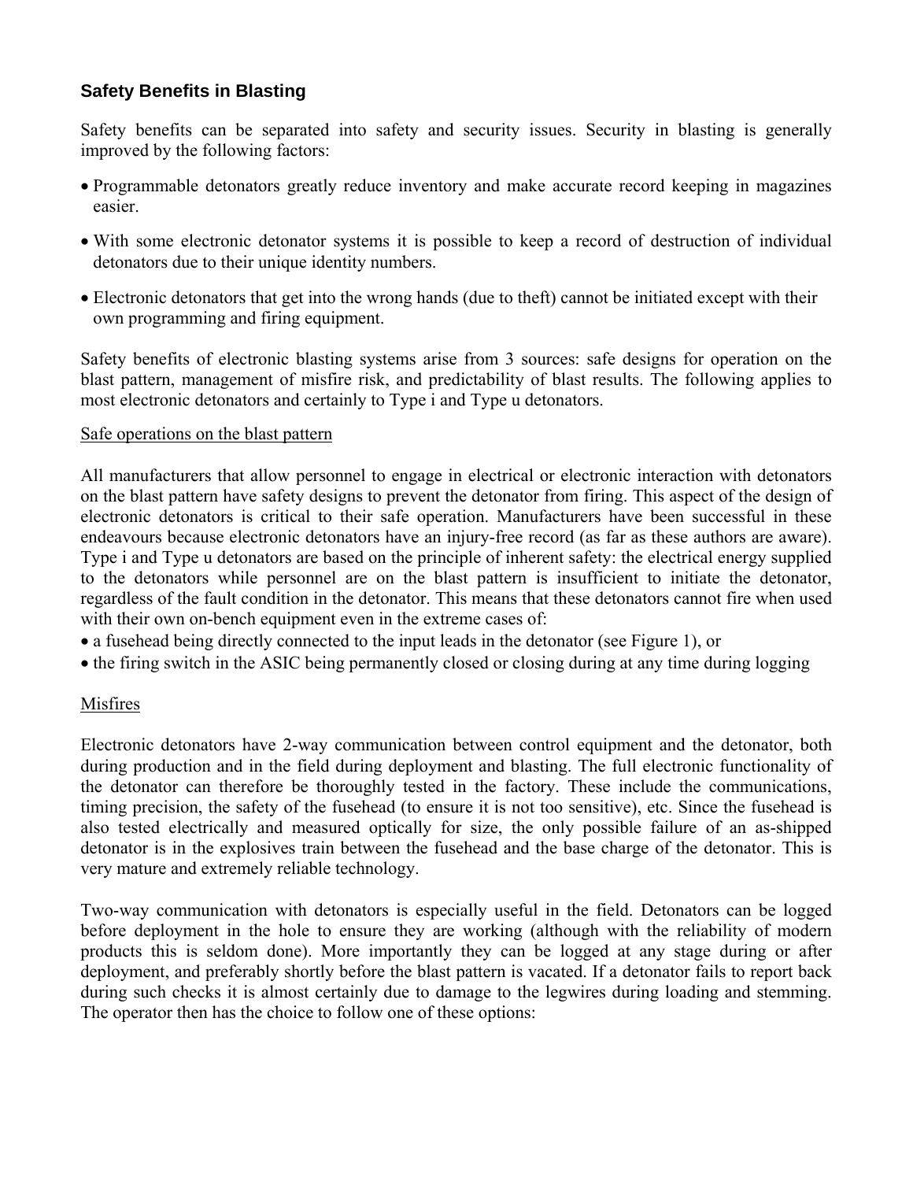### Safety Benefits in Blasting

Safety benefits can be separated into safety and security issues. Security in blasting is generally improved by the following factors:

- Programmable detonators greatly reduce inventory and make accurate record keeping in magazines easier.
- With some electronic detonator systems it is possible to keep a record of destruction of individual detonators due to their unique identity numbers.
- Electronic detonators that get into the wrong hands (due to theft) cannot be initiated except with their own programming and firing equipment.

Safety benefits of electronic blasting systems arise from 3 sources: safe designs for operation on the blast pattern, management of misfire risk, and predictability of blast results. The following applies to most electronic detonators and certainly to Type i and Type u detonators.

<u>Safe operations on the blast pattern</u>

All manufacturers that allow personnel to engage in electrical or electronic interaction with detonators on the blast pattern have safety designs to prevent the detonator from firing. This aspect of the design of electronic detonators is critical to their safe operation. Manufacturers have been successful in these endeavours because electronic detonators have an injury-free record (as far as these authors are aware). Type i and Type u detonators are based on the principle of inherent safety: the electrical energy supplied to the detonators while personnel are on the blast pattern is insufficient to initiate the detonator, regardless of the fault condition in the detonator. This means that these detonators cannot fire when used with their own on-bench equipment even in the extreme cases of:

- a fusehead being directly connected to the input leads in the detonator (see Figure 1), or
- the firing switch in the ASIC being permanently closed or closing during at any time during logging

<u>Misfires</u>

Electronic detonators have 2-way communication between control equipment and the detonator, both during production and in the field during deployment and blasting. The full electronic functionality of the detonator can therefore be thoroughly tested in the factory. These include the communications, timing precision, the safety of the fusehead (to ensure it is not too sensitive), etc. Since the fusehead is also tested electrically and measured optically for size, the only possible failure of an as-shipped detonator is in the explosives train between the fusehead and the base charge of the detonator. This is very mature and extremely reliable technology.

Two-way communication with detonators is especially useful in the field. Detonators can be logged before deployment in the hole to ensure they are working (although with the reliability of modern products this is seldom done). More importantly they can be logged at any stage during or after deployment, and preferably shortly before the blast pattern is vacated. If a detonator fails to report back during such checks it is almost certainly due to damage to the legwires during loading and stemming. The operator then has the choice to follow one of these options: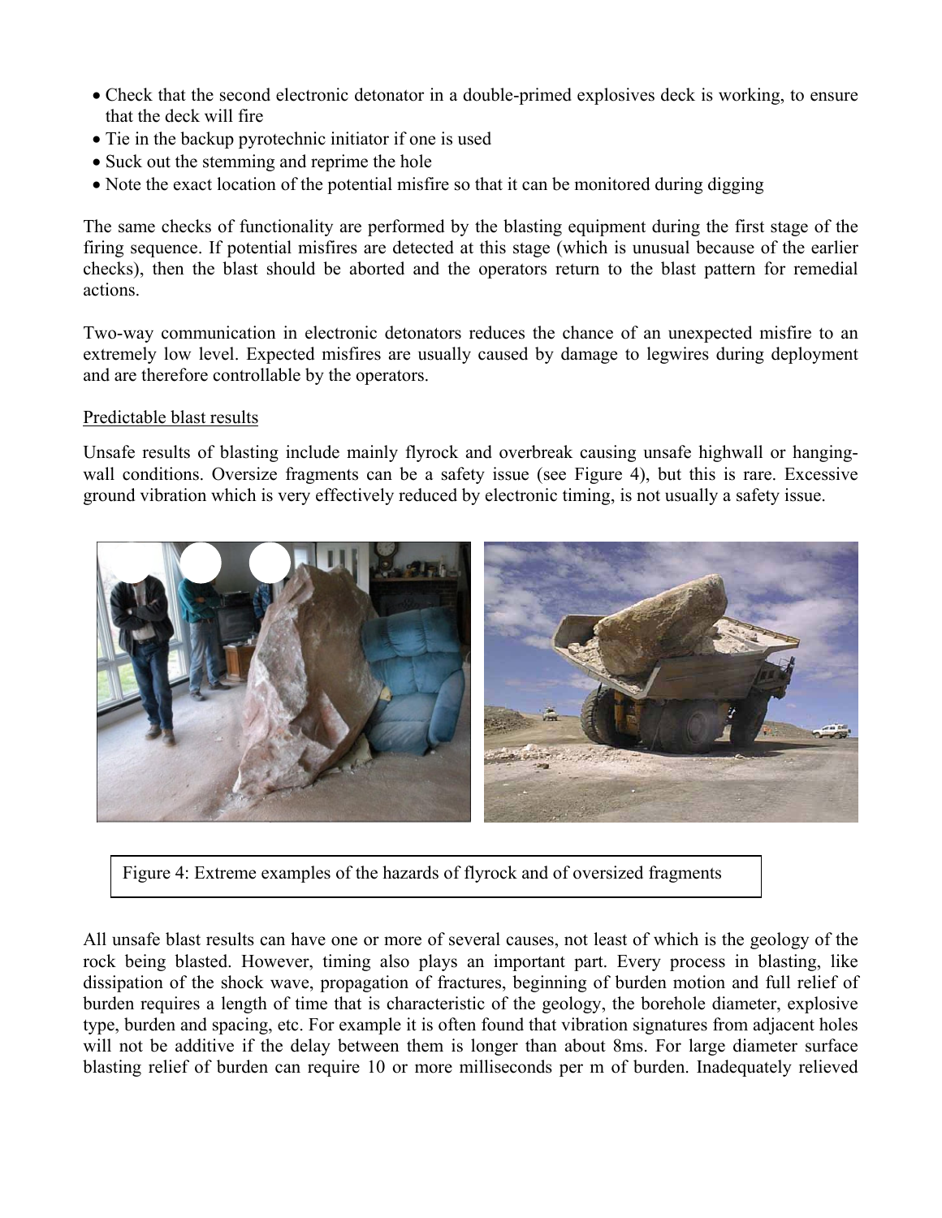- Check that the second electronic detonator in a double-primed explosives deck is working, to ensure that the deck will fire
- Tie in the backup pyrotechnic initiator if one is used
- Suck out the stemming and reprime the hole
- Note the exact location of the potential misfire so that it can be monitored during digging

The same checks of functionality are performed by the blasting equipment during the first stage of the firing sequence. If potential misfires are detected at this stage (which is unusual because of the earlier checks), then the blast should be aborted and the operators return to the blast pattern for remedial actions.

Two-way communication in electronic detonators reduces the chance of an unexpected misfire to an extremely low level. Expected misfires are usually caused by damage to legwires during deployment and are therefore controllable by the operators.

Predictable blast results

Unsafe results of blasting include mainly flyrock and overbreak causing unsafe highwall or hanging-wall conditions. Oversize fragments can be a safety issue (see Figure 4), but this is rare. Excessive ground vibration which is very effectively reduced by electronic timing, is not usually a safety issue.

Figure 4: Extreme examples of the hazards of flyrock and of oversized fragments

All unsafe blast results can have one or more of several causes, not least of which is the geology of the rock being blasted. However, timing also plays an important part. Every process in blasting, like dissipation of the shock wave, propagation of fractures, beginning of burden motion and full relief of burden requires a length of time that is characteristic of the geology, the borehole diameter, explosive type, burden and spacing, etc. For example it is often found that vibration signatures from adjacent holes will not be additive if the delay between them is longer than about 8ms. For large diameter surface blasting relief of burden can require 10 or more milliseconds per m of burden. Inadequately relieved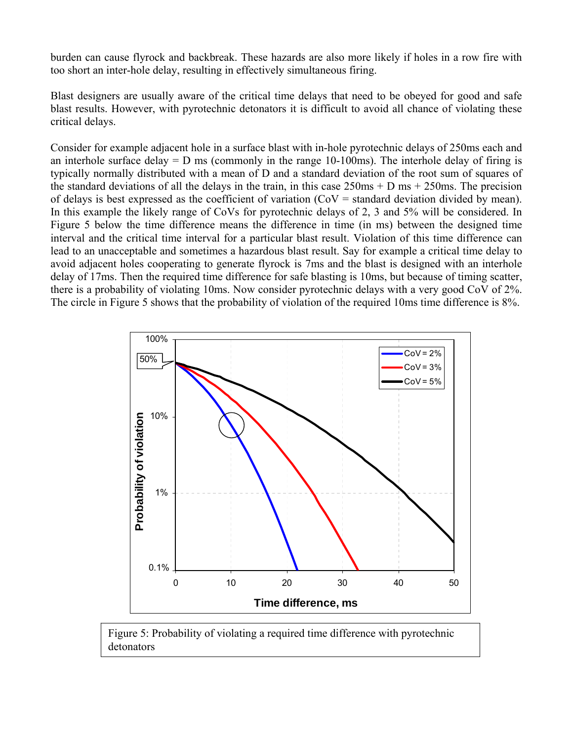burden can cause flyrock and backbreak. These hazards are also more likely if holes in a row fire with too short an inter-hole delay, resulting in effectively simultaneous firing.

Blast designers are usually aware of the critical time delays that need to be obeyed for good and safe blast results. However, with pyrotechnic detonators it is difficult to avoid all chance of violating these critical delays.

Consider for example adjacent hole in a surface blast with in-hole pyrotechnic delays of 250ms each and an interhole surface delay = D ms (commonly in the range 10-100ms). The interhole delay of firing is typically normally distributed with a mean of D and a standard deviation of the root sum of squares of the standard deviations of all the delays in the train, in this case 250ms + D ms + 250ms. The precision of delays is best expressed as the coefficient of variation (CoV = standard deviation divided by mean). In this example the likely range of CoVs for pyrotechnic delays of 2, 3 and 5% will be considered. In Figure 5 below the time difference means the difference in time (in ms) between the designed time interval and the critical time interval for a particular blast result. Violation of this time difference can lead to an unacceptable and sometimes a hazardous blast result. Say for example a critical time delay to avoid adjacent holes cooperating to generate flyrock is 7ms and the blast is designed with an interhole delay of 17ms. Then the required time difference for safe blasting is 10ms, but because of timing scatter, there is a probability of violating 10ms. Now consider pyrotechnic delays with a very good CoV of 2%. The circle in Figure 5 shows that the probability of violation of the required 10ms time difference is 8%.

100%
50%
10%
1%
0.1%
Probability of violation
0
10
20
30
40
50
Time difference, ms
CoV = 2%
CoV = 3%
CoV = 5%

Figure 5: Probability of violating a required time difference with pyrotechnic detonators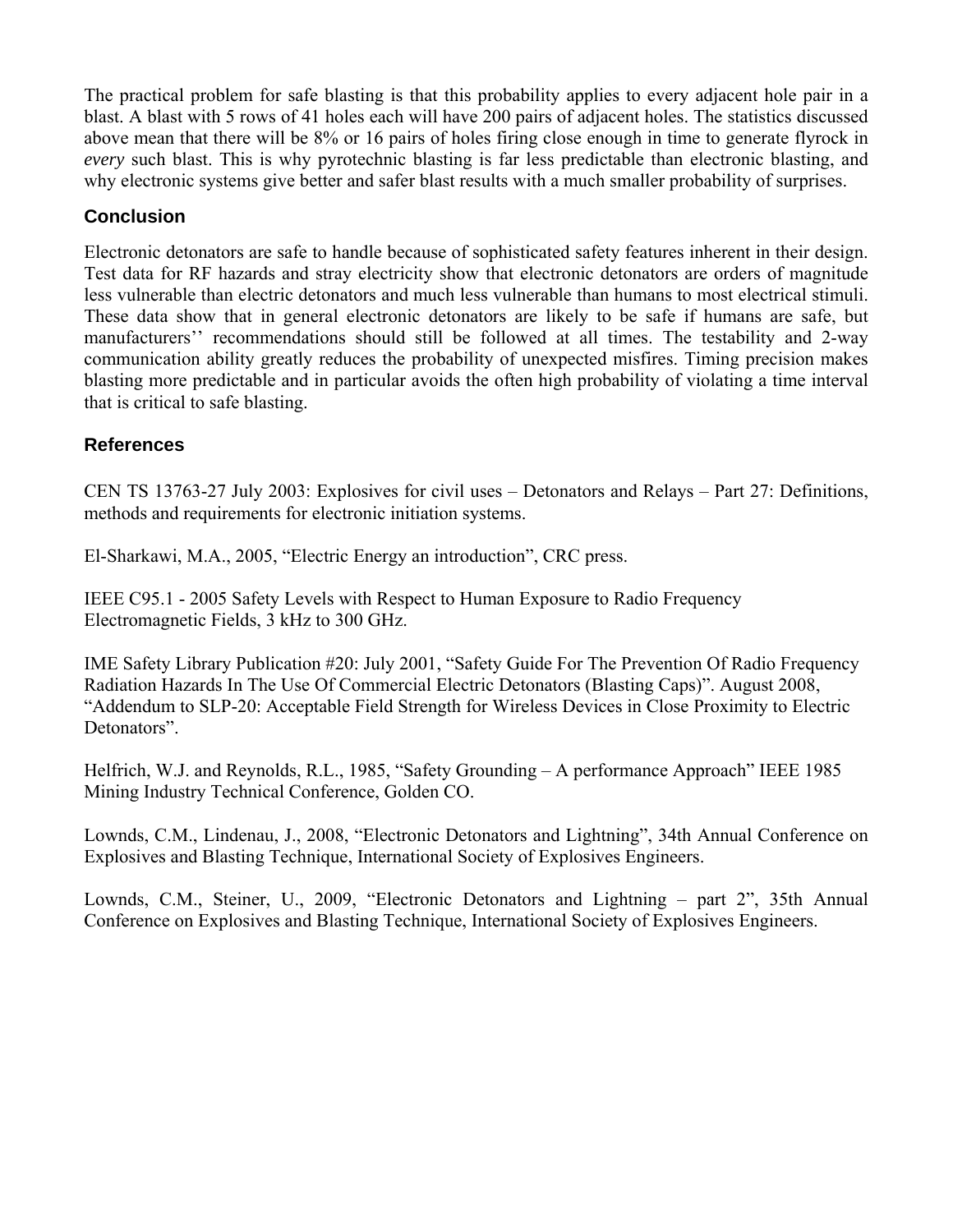The practical problem for safe blasting is that this probability applies to every adjacent hole pair in a blast. A blast with 5 rows of 41 holes each will have 200 pairs of adjacent holes. The statistics discussed above mean that there will be 8% or 16 pairs of holes firing close enough in time to generate flyrock in *every* such blast. This is why pyrotechnic blasting is far less predictable than electronic blasting, and why electronic systems give better and safer blast results with a much smaller probability of surprises.

## Conclusion

Electronic detonators are safe to handle because of sophisticated safety features inherent in their design. Test data for RF hazards and stray electricity show that electronic detonators are orders of magnitude less vulnerable than electric detonators and much less vulnerable than humans to most electrical stimuli. These data show that in general electronic detonators are likely to be safe if humans are safe, but manufacturers'' recommendations should still be followed at all times. The testability and 2-way communication ability greatly reduces the probability of unexpected misfires. Timing precision makes blasting more predictable and in particular avoids the often high probability of violating a time interval that is critical to safe blasting.

## References

CEN TS 13763-27 July 2003: Explosives for civil uses – Detonators and Relays – Part 27: Definitions, methods and requirements for electronic initiation systems.

El-Sharkawi, M.A., 2005, "Electric Energy an introduction", CRC press.

IEEE C95.1 - 2005 Safety Levels with Respect to Human Exposure to Radio Frequency Electromagnetic Fields, 3 kHz to 300 GHz.

IME Safety Library Publication #20: July 2001, "Safety Guide For The Prevention Of Radio Frequency Radiation Hazards In The Use Of Commercial Electric Detonators (Blasting Caps)". August 2008, "Addendum to SLP-20: Acceptable Field Strength for Wireless Devices in Close Proximity to Electric Detonators".

Helfrich, W.J. and Reynolds, R.L., 1985, "Safety Grounding – A performance Approach" IEEE 1985 Mining Industry Technical Conference, Golden CO.

Lownds, C.M., Lindenau, J., 2008, "Electronic Detonators and Lightning", 34th Annual Conference on Explosives and Blasting Technique, International Society of Explosives Engineers.

Lownds, C.M., Steiner, U., 2009, "Electronic Detonators and Lightning – part 2", 35th Annual Conference on Explosives and Blasting Technique, International Society of Explosives Engineers.